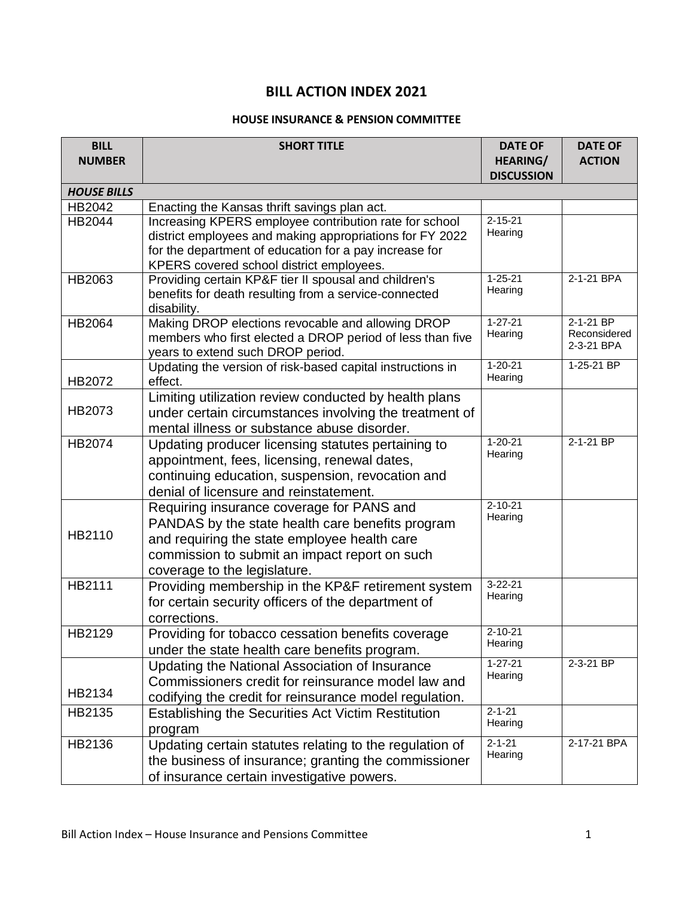# BILL ACTION INDEX 2021

## HOUSE INSURANCE & PENSION COMMITTEE

| BILL NUMBER | SHORT TITLE | DATE OF HEARING/ DISCUSSION | DATE OF ACTION |
|---|---|---|---|
| ***HOUSE BILLS*** | | | |
| HB2042 | Enacting the Kansas thrift savings plan act. | | |
| HB2044 | Increasing KPERS employee contribution rate for school district employees and making appropriations for FY 2022 for the department of education for a pay increase for KPERS covered school district employees. | 2-15-21 Hearing | |
| HB2063 | Providing certain KP&F tier II spousal and children's benefits for death resulting from a service-connected disability. | 1-25-21 Hearing | 2-1-21 BPA |
| HB2064 | Making DROP elections revocable and allowing DROP members who first elected a DROP period of less than five years to extend such DROP period. | 1-27-21 Hearing | 2-1-21 BP Reconsidered 2-3-21 BPA |
| HB2072 | Updating the version of risk-based capital instructions in effect. | 1-20-21 Hearing | 1-25-21 BP |
| HB2073 | Limiting utilization review conducted by health plans under certain circumstances involving the treatment of mental illness or substance abuse disorder. | | |
| HB2074 | Updating producer licensing statutes pertaining to appointment, fees, licensing, renewal dates, continuing education, suspension, revocation and denial of licensure and reinstatement. | 1-20-21 Hearing | 2-1-21 BP |
| HB2110 | Requiring insurance coverage for PANS and PANDAS by the state health care benefits program and requiring the state employee health care commission to submit an impact report on such coverage to the legislature. | 2-10-21 Hearing | |
| HB2111 | Providing membership in the KP&F retirement system for certain security officers of the department of corrections. | 3-22-21 Hearing | |
| HB2129 | Providing for tobacco cessation benefits coverage under the state health care benefits program. | 2-10-21 Hearing | |
| HB2134 | Updating the National Association of Insurance Commissioners credit for reinsurance model law and codifying the credit for reinsurance model regulation. | 1-27-21 Hearing | 2-3-21 BP |
| HB2135 | Establishing the Securities Act Victim Restitution program | 2-1-21 Hearing | |
| HB2136 | Updating certain statutes relating to the regulation of the business of insurance; granting the commissioner of insurance certain investigative powers. | 2-1-21 Hearing | 2-17-21 BPA |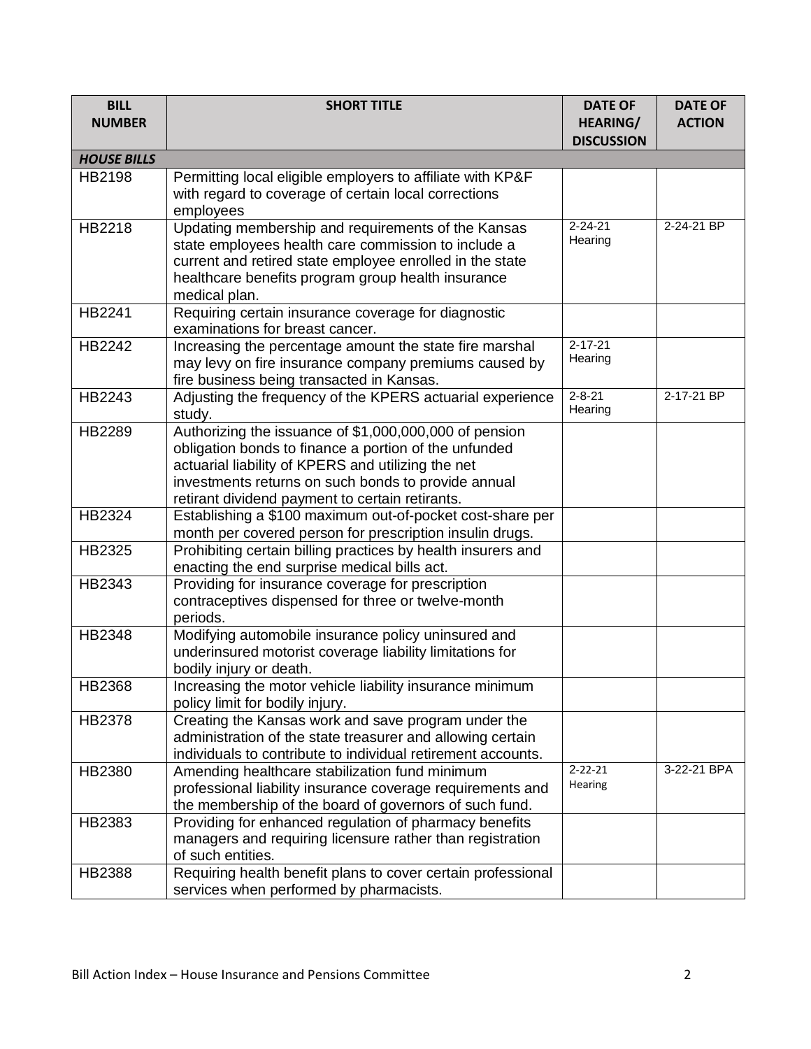| BILL NUMBER | SHORT TITLE | DATE OF HEARING/ DISCUSSION | DATE OF ACTION |
|---|---|---|---|
| ***HOUSE BILLS*** | | | |
| HB2198 | Permitting local eligible employers to affiliate with KP&F with regard to coverage of certain local corrections employees | | |
| HB2218 | Updating membership and requirements of the Kansas state employees health care commission to include a current and retired state employee enrolled in the state healthcare benefits program group health insurance medical plan. | 2-24-21 Hearing | 2-24-21 BP |
| HB2241 | Requiring certain insurance coverage for diagnostic examinations for breast cancer. | | |
| HB2242 | Increasing the percentage amount the state fire marshal may levy on fire insurance company premiums caused by fire business being transacted in Kansas. | 2-17-21 Hearing | |
| HB2243 | Adjusting the frequency of the KPERS actuarial experience study. | 2-8-21 Hearing | 2-17-21 BP |
| HB2289 | Authorizing the issuance of $1,000,000,000 of pension obligation bonds to finance a portion of the unfunded actuarial liability of KPERS and utilizing the net investments returns on such bonds to provide annual retirant dividend payment to certain retirants. | | |
| HB2324 | Establishing a $100 maximum out-of-pocket cost-share per month per covered person for prescription insulin drugs. | | |
| HB2325 | Prohibiting certain billing practices by health insurers and enacting the end surprise medical bills act. | | |
| HB2343 | Providing for insurance coverage for prescription contraceptives dispensed for three or twelve-month periods. | | |
| HB2348 | Modifying automobile insurance policy uninsured and underinsured motorist coverage liability limitations for bodily injury or death. | | |
| HB2368 | Increasing the motor vehicle liability insurance minimum policy limit for bodily injury. | | |
| HB2378 | Creating the Kansas work and save program under the administration of the state treasurer and allowing certain individuals to contribute to individual retirement accounts. | | |
| HB2380 | Amending healthcare stabilization fund minimum professional liability insurance coverage requirements and the membership of the board of governors of such fund. | 2-22-21 Hearing | 3-22-21 BPA |
| HB2383 | Providing for enhanced regulation of pharmacy benefits managers and requiring licensure rather than registration of such entities. | | |
| HB2388 | Requiring health benefit plans to cover certain professional services when performed by pharmacists. | | |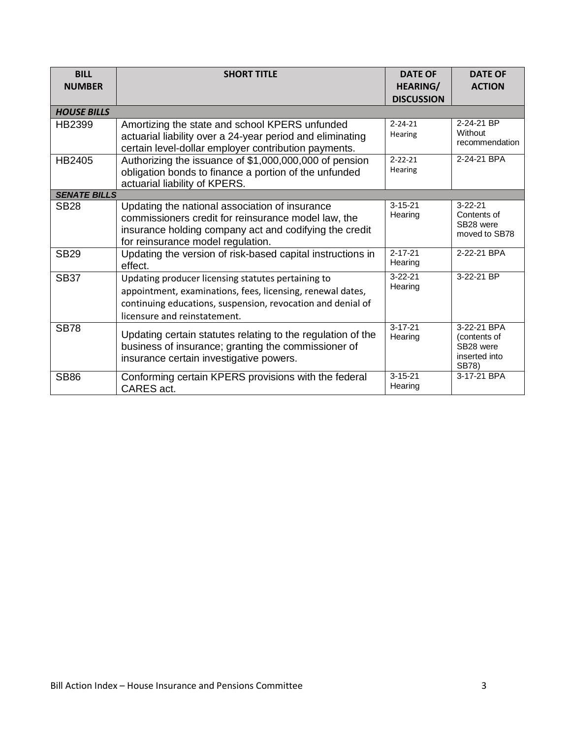| BILL NUMBER | SHORT TITLE | DATE OF HEARING/ DISCUSSION | DATE OF ACTION |
|---|---|---|---|
| ***HOUSE BILLS*** | | | |
| HB2399 | Amortizing the state and school KPERS unfunded actuarial liability over a 24-year period and eliminating certain level-dollar employer contribution payments. | 2-24-21 Hearing | 2-24-21 BP Without recommendation |
| HB2405 | Authorizing the issuance of $1,000,000,000 of pension obligation bonds to finance a portion of the unfunded actuarial liability of KPERS. | 2-22-21 Hearing | 2-24-21 BPA |
| ***SENATE BILLS*** | | | |
| SB28 | Updating the national association of insurance commissioners credit for reinsurance model law, the insurance holding company act and codifying the credit for reinsurance model regulation. | 3-15-21 Hearing | 3-22-21 Contents of SB28 were moved to SB78 |
| SB29 | Updating the version of risk-based capital instructions in effect. | 2-17-21 Hearing | 2-22-21 BPA |
| SB37 | Updating producer licensing statutes pertaining to appointment, examinations, fees, licensing, renewal dates, continuing educations, suspension, revocation and denial of licensure and reinstatement. | 3-22-21 Hearing | 3-22-21 BP |
| SB78 | Updating certain statutes relating to the regulation of the business of insurance; granting the commissioner of insurance certain investigative powers. | 3-17-21 Hearing | 3-22-21 BPA (contents of SB28 were inserted into SB78) |
| SB86 | Conforming certain KPERS provisions with the federal CARES act. | 3-15-21 Hearing | 3-17-21 BPA |